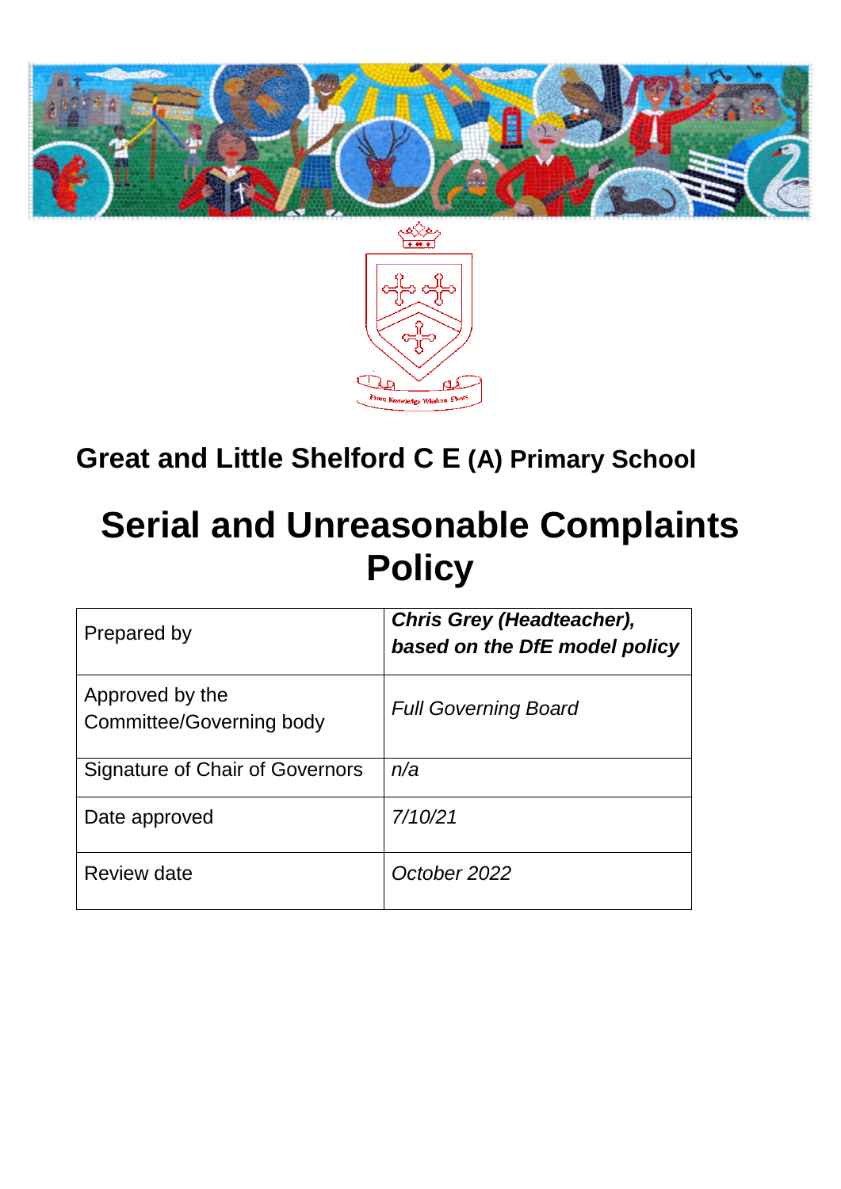**Great and Little Shelford C E (A) Primary School**

# Serial and Unreasonable Complaints Policy

| Prepared by | ***Chris Grey (Headteacher), based on the DfE model policy*** |
|---|---|
| Approved by the Committee/Governing body | *Full Governing Board* |
| Signature of Chair of Governors | *n/a* |
| Date approved | *7/10/21* |
| Review date | *October 2022* |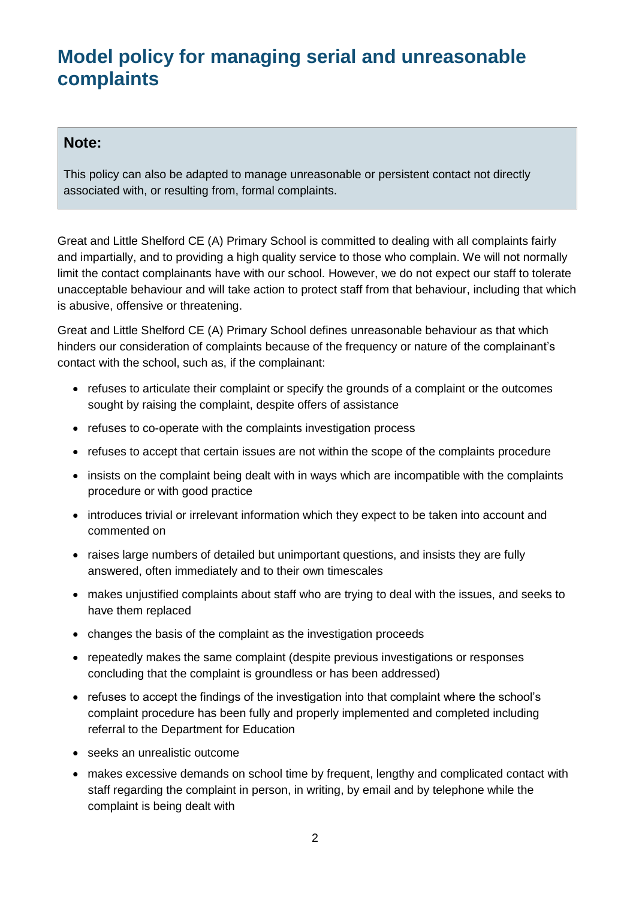# Model policy for managing serial and unreasonable complaints

> **Note:**
>
> This policy can also be adapted to manage unreasonable or persistent contact not directly associated with, or resulting from, formal complaints.

Great and Little Shelford CE (A) Primary School is committed to dealing with all complaints fairly and impartially, and to providing a high quality service to those who complain. We will not normally limit the contact complainants have with our school. However, we do not expect our staff to tolerate unacceptable behaviour and will take action to protect staff from that behaviour, including that which is abusive, offensive or threatening.

Great and Little Shelford CE (A) Primary School defines unreasonable behaviour as that which hinders our consideration of complaints because of the frequency or nature of the complainant's contact with the school, such as, if the complainant:

- refuses to articulate their complaint or specify the grounds of a complaint or the outcomes sought by raising the complaint, despite offers of assistance
- refuses to co-operate with the complaints investigation process
- refuses to accept that certain issues are not within the scope of the complaints procedure
- insists on the complaint being dealt with in ways which are incompatible with the complaints procedure or with good practice
- introduces trivial or irrelevant information which they expect to be taken into account and commented on
- raises large numbers of detailed but unimportant questions, and insists they are fully answered, often immediately and to their own timescales
- makes unjustified complaints about staff who are trying to deal with the issues, and seeks to have them replaced
- changes the basis of the complaint as the investigation proceeds
- repeatedly makes the same complaint (despite previous investigations or responses concluding that the complaint is groundless or has been addressed)
- refuses to accept the findings of the investigation into that complaint where the school's complaint procedure has been fully and properly implemented and completed including referral to the Department for Education
- seeks an unrealistic outcome
- makes excessive demands on school time by frequent, lengthy and complicated contact with staff regarding the complaint in person, in writing, by email and by telephone while the complaint is being dealt with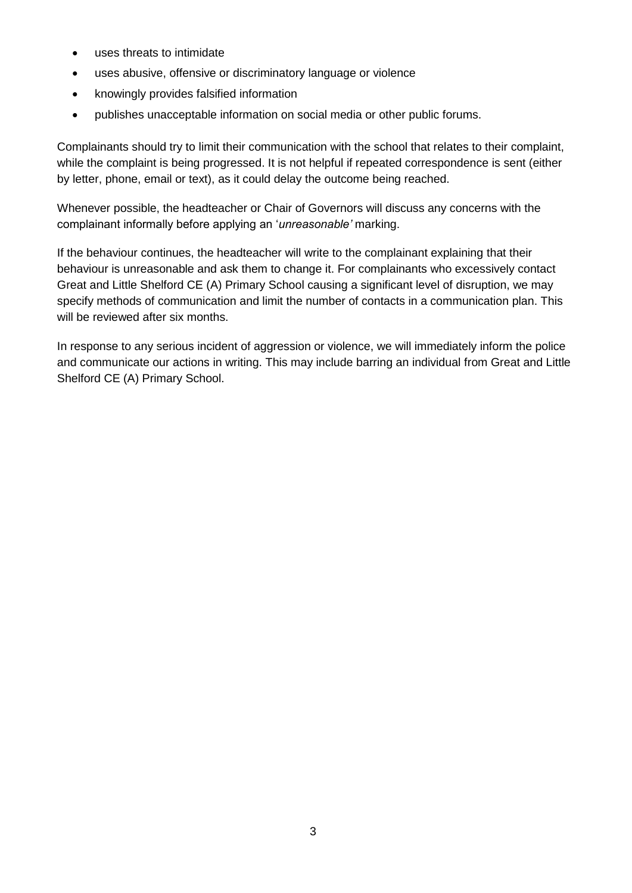- uses threats to intimidate
- uses abusive, offensive or discriminatory language or violence
- knowingly provides falsified information
- publishes unacceptable information on social media or other public forums.

Complainants should try to limit their communication with the school that relates to their complaint, while the complaint is being progressed. It is not helpful if repeated correspondence is sent (either by letter, phone, email or text), as it could delay the outcome being reached.

Whenever possible, the headteacher or Chair of Governors will discuss any concerns with the complainant informally before applying an '*unreasonable'* marking.

If the behaviour continues, the headteacher will write to the complainant explaining that their behaviour is unreasonable and ask them to change it. For complainants who excessively contact Great and Little Shelford CE (A) Primary School causing a significant level of disruption, we may specify methods of communication and limit the number of contacts in a communication plan. This will be reviewed after six months.

In response to any serious incident of aggression or violence, we will immediately inform the police and communicate our actions in writing. This may include barring an individual from Great and Little Shelford CE (A) Primary School.